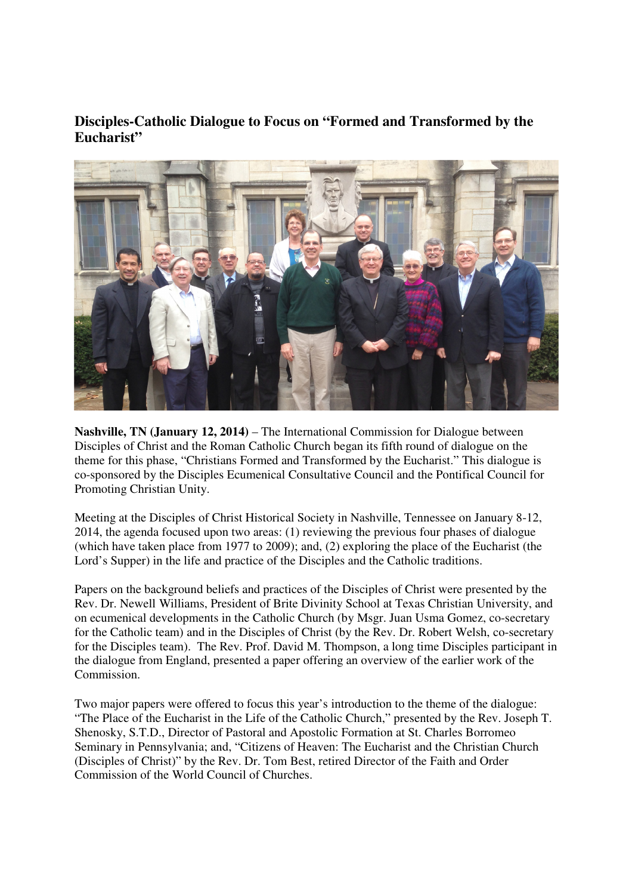## Disciples-Catholic Dialogue to Focus on "Formed and Transformed by the Eucharist"

**Nashville, TN (January 12, 2014)** – The International Commission for Dialogue between Disciples of Christ and the Roman Catholic Church began its fifth round of dialogue on the theme for this phase, "Christians Formed and Transformed by the Eucharist." This dialogue is co-sponsored by the Disciples Ecumenical Consultative Council and the Pontifical Council for Promoting Christian Unity.

Meeting at the Disciples of Christ Historical Society in Nashville, Tennessee on January 8-12, 2014, the agenda focused upon two areas: (1) reviewing the previous four phases of dialogue (which have taken place from 1977 to 2009); and, (2) exploring the place of the Eucharist (the Lord's Supper) in the life and practice of the Disciples and the Catholic traditions.

Papers on the background beliefs and practices of the Disciples of Christ were presented by the Rev. Dr. Newell Williams, President of Brite Divinity School at Texas Christian University, and on ecumenical developments in the Catholic Church (by Msgr. Juan Usma Gomez, co-secretary for the Catholic team) and in the Disciples of Christ (by the Rev. Dr. Robert Welsh, co-secretary for the Disciples team). The Rev. Prof. David M. Thompson, a long time Disciples participant in the dialogue from England, presented a paper offering an overview of the earlier work of the Commission.

Two major papers were offered to focus this year's introduction to the theme of the dialogue: "The Place of the Eucharist in the Life of the Catholic Church," presented by the Rev. Joseph T. Shenosky, S.T.D., Director of Pastoral and Apostolic Formation at St. Charles Borromeo Seminary in Pennsylvania; and, "Citizens of Heaven: The Eucharist and the Christian Church (Disciples of Christ)" by the Rev. Dr. Tom Best, retired Director of the Faith and Order Commission of the World Council of Churches.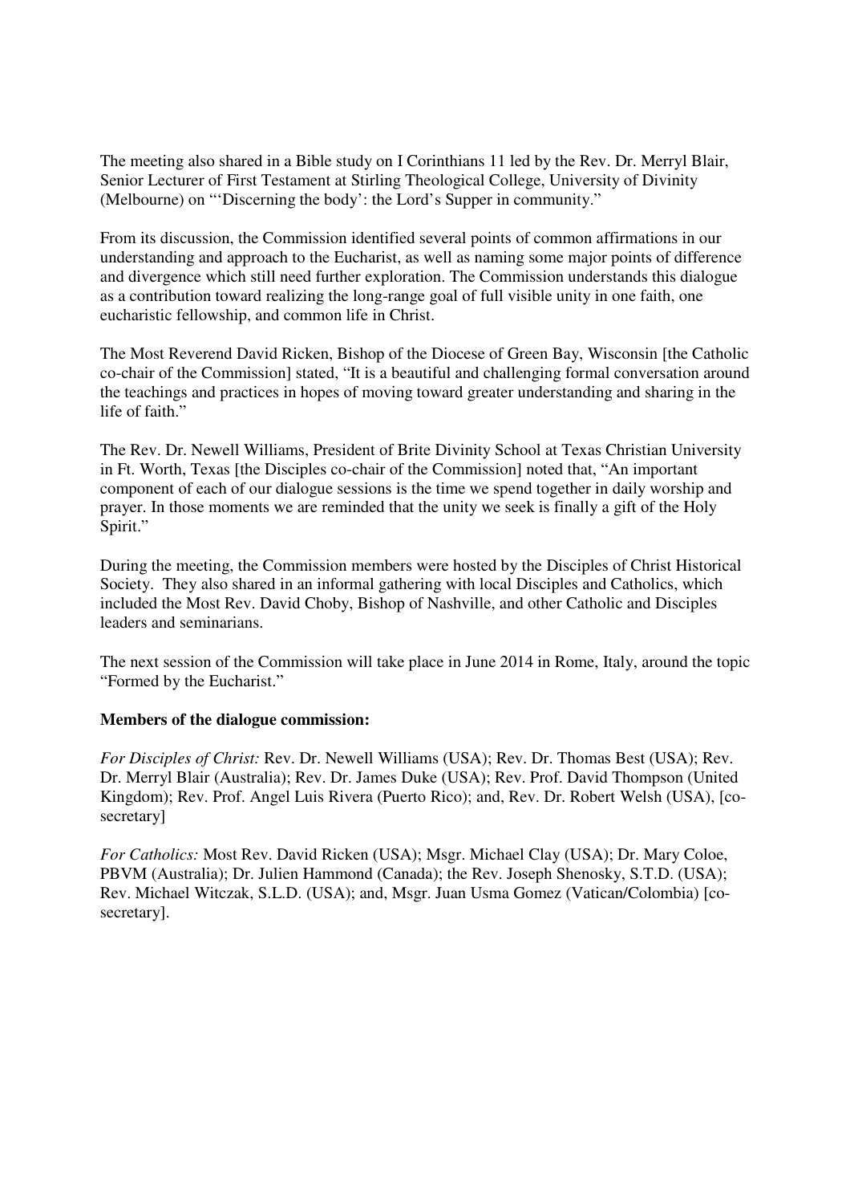The meeting also shared in a Bible study on I Corinthians 11 led by the Rev. Dr. Merryl Blair, Senior Lecturer of First Testament at Stirling Theological College, University of Divinity (Melbourne) on "'Discerning the body': the Lord's Supper in community."

From its discussion, the Commission identified several points of common affirmations in our understanding and approach to the Eucharist, as well as naming some major points of difference and divergence which still need further exploration. The Commission understands this dialogue as a contribution toward realizing the long-range goal of full visible unity in one faith, one eucharistic fellowship, and common life in Christ.

The Most Reverend David Ricken, Bishop of the Diocese of Green Bay, Wisconsin [the Catholic co-chair of the Commission] stated, "It is a beautiful and challenging formal conversation around the teachings and practices in hopes of moving toward greater understanding and sharing in the life of faith."

The Rev. Dr. Newell Williams, President of Brite Divinity School at Texas Christian University in Ft. Worth, Texas [the Disciples co-chair of the Commission] noted that, "An important component of each of our dialogue sessions is the time we spend together in daily worship and prayer. In those moments we are reminded that the unity we seek is finally a gift of the Holy Spirit."

During the meeting, the Commission members were hosted by the Disciples of Christ Historical Society. They also shared in an informal gathering with local Disciples and Catholics, which included the Most Rev. David Choby, Bishop of Nashville, and other Catholic and Disciples leaders and seminarians.

The next session of the Commission will take place in June 2014 in Rome, Italy, around the topic "Formed by the Eucharist."

**Members of the dialogue commission:**

*For Disciples of Christ:* Rev. Dr. Newell Williams (USA); Rev. Dr. Thomas Best (USA); Rev. Dr. Merryl Blair (Australia); Rev. Dr. James Duke (USA); Rev. Prof. David Thompson (United Kingdom); Rev. Prof. Angel Luis Rivera (Puerto Rico); and, Rev. Dr. Robert Welsh (USA), [co-secretary]

*For Catholics:* Most Rev. David Ricken (USA); Msgr. Michael Clay (USA); Dr. Mary Coloe, PBVM (Australia); Dr. Julien Hammond (Canada); the Rev. Joseph Shenosky, S.T.D. (USA); Rev. Michael Witczak, S.L.D. (USA); and, Msgr. Juan Usma Gomez (Vatican/Colombia) [co-secretary].